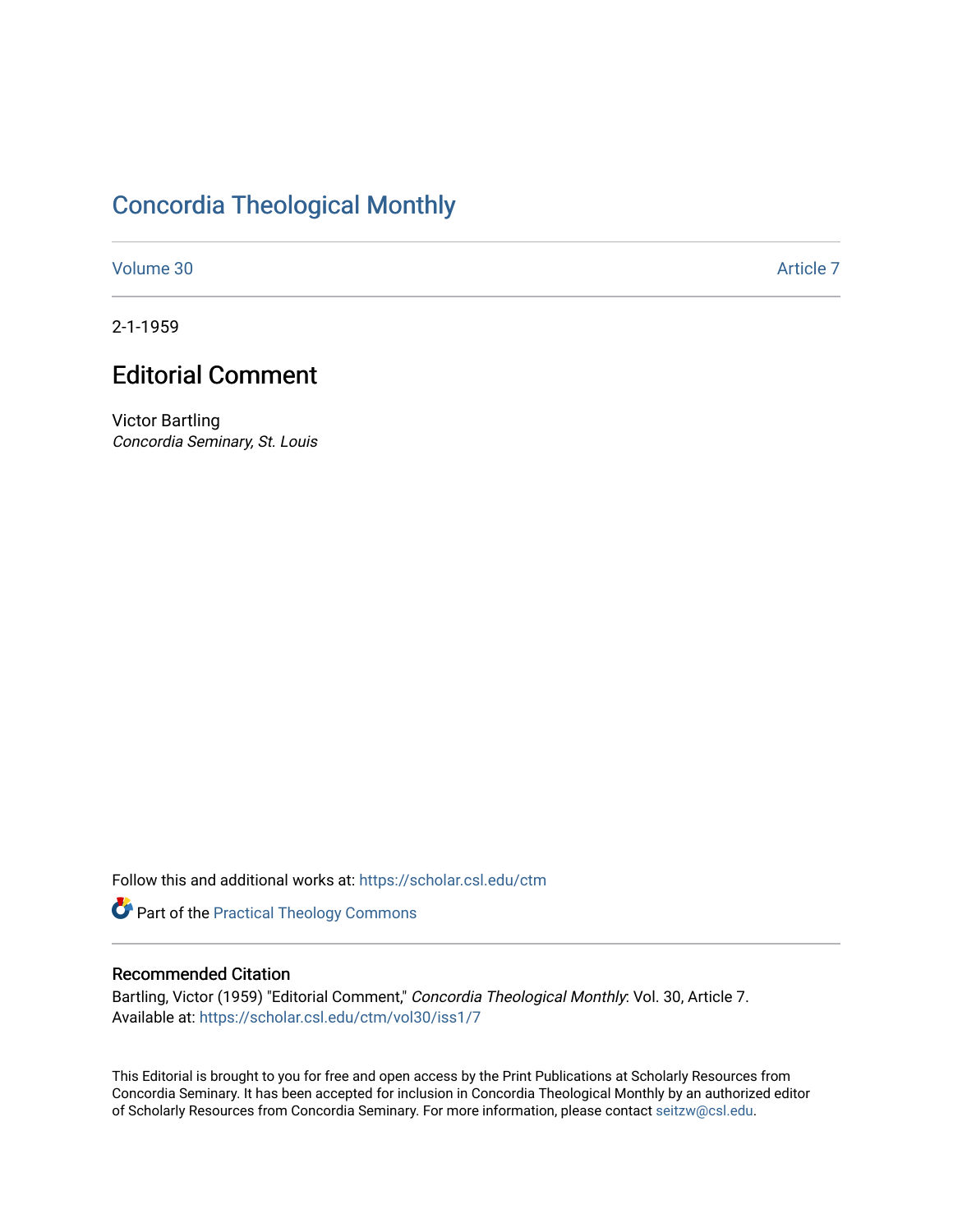# Concordia Theological Monthly

Volume 30 | Article 7

2-1-1959

## Editorial Comment

Victor Bartling
*Concordia Seminary, St. Louis*

Follow this and additional works at: https://scholar.csl.edu/ctm

Part of the Practical Theology Commons

### Recommended Citation

Bartling, Victor (1959) "Editorial Comment," *Concordia Theological Monthly*: Vol. 30, Article 7.
Available at: https://scholar.csl.edu/ctm/vol30/iss1/7

This Editorial is brought to you for free and open access by the Print Publications at Scholarly Resources from Concordia Seminary. It has been accepted for inclusion in Concordia Theological Monthly by an authorized editor of Scholarly Resources from Concordia Seminary. For more information, please contact seitzw@csl.edu.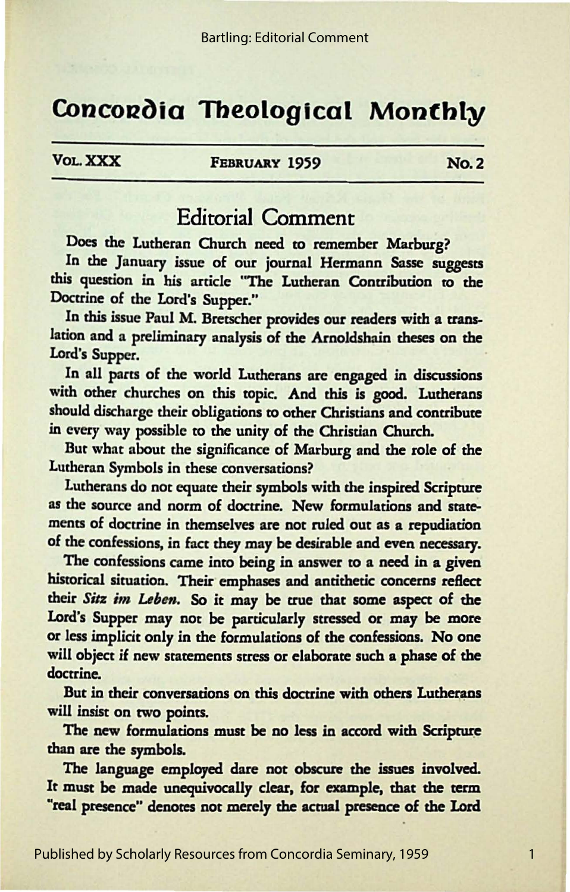# Concordia Theological Monthly

**Vol. XXX** **February 1959** **No. 2**

## Editorial Comment

Does the Lutheran Church need to remember Marburg?

In the January issue of our journal Hermann Sasse suggests this question in his article "The Lutheran Contribution to the Doctrine of the Lord's Supper."

In this issue Paul M. Bretscher provides our readers with a translation and a preliminary analysis of the Arnoldshain theses on the Lord's Supper.

In all parts of the world Lutherans are engaged in discussions with other churches on this topic. And this is good. Lutherans should discharge their obligations to other Christians and contribute in every way possible to the unity of the Christian Church.

But what about the significance of Marburg and the role of the Lutheran Symbols in these conversations?

Lutherans do not equate their symbols with the inspired Scripture as the source and norm of doctrine. New formulations and statements of doctrine in themselves are not ruled out as a repudiation of the confessions, in fact they may be desirable and even necessary.

The confessions came into being in answer to a need in a given historical situation. Their emphases and antithetic concerns reflect their *Sitz im Leben.* So it may be true that some aspect of the Lord's Supper may not be particularly stressed or may be more or less implicit only in the formulations of the confessions. No one will object if new statements stress or elaborate such a phase of the doctrine.

But in their conversations on this doctrine with others Lutherans will insist on two points.

The new formulations must be no less in accord with Scripture than are the symbols.

The language employed dare not obscure the issues involved. It must be made unequivocally clear, for example, that the term "real presence" denotes not merely the actual presence of the Lord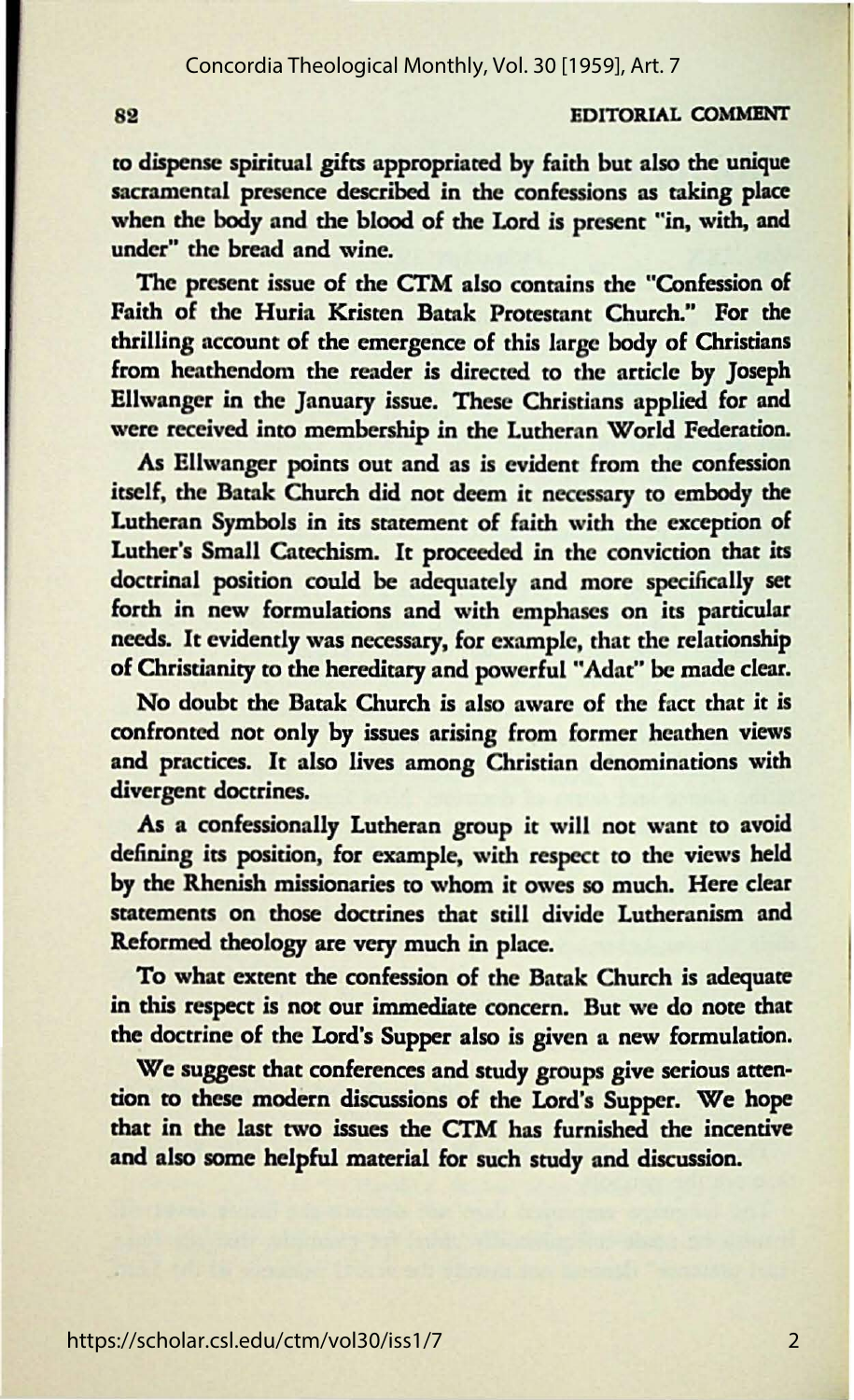to dispense spiritual gifts appropriated by faith but also the unique sacramental presence described in the confessions as taking place when the body and the blood of the Lord is present "in, with, and under" the bread and wine.

The present issue of the CTM also contains the "Confession of Faith of the Huria Kristen Batak Protestant Church." For the thrilling account of the emergence of this large body of Christians from heathendom the reader is directed to the article by Joseph Ellwanger in the January issue. These Christians applied for and were received into membership in the Lutheran World Federation.

As Ellwanger points out and as is evident from the confession itself, the Batak Church did not deem it necessary to embody the Lutheran Symbols in its statement of faith with the exception of Luther's Small Catechism. It proceeded in the conviction that its doctrinal position could be adequately and more specifically set forth in new formulations and with emphases on its particular needs. It evidently was necessary, for example, that the relationship of Christianity to the hereditary and powerful "Adat" be made clear.

No doubt the Batak Church is also aware of the fact that it is confronted not only by issues arising from former heathen views and practices. It also lives among Christian denominations with divergent doctrines.

As a confessionally Lutheran group it will not want to avoid defining its position, for example, with respect to the views held by the Rhenish missionaries to whom it owes so much. Here clear statements on those doctrines that still divide Lutheranism and Reformed theology are very much in place.

To what extent the confession of the Batak Church is adequate in this respect is not our immediate concern. But we do note that the doctrine of the Lord's Supper also is given a new formulation.

We suggest that conferences and study groups give serious attention to these modern discussions of the Lord's Supper. We hope that in the last two issues the CTM has furnished the incentive and also some helpful material for such study and discussion.